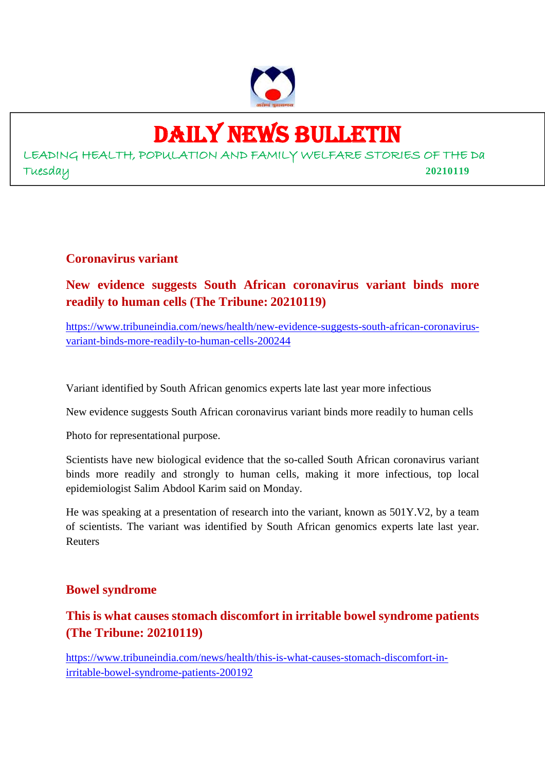# DAILY NEWS BULLETIN

LEADING HEALTH, POPULATION AND FAMILY WELFARE STORIES OF THE Da

Tuesday **20210119**

## Coronavirus variant

### New evidence suggests South African coronavirus variant binds more readily to human cells (The Tribune: 20210119)

https://www.tribuneindia.com/news/health/new-evidence-suggests-south-african-coronavirus-variant-binds-more-readily-to-human-cells-200244

Variant identified by South African genomics experts late last year more infectious

New evidence suggests South African coronavirus variant binds more readily to human cells

Photo for representational purpose.

Scientists have new biological evidence that the so-called South African coronavirus variant binds more readily and strongly to human cells, making it more infectious, top local epidemiologist Salim Abdool Karim said on Monday.

He was speaking at a presentation of research into the variant, known as 501Y.V2, by a team of scientists. The variant was identified by South African genomics experts late last year. Reuters

## Bowel syndrome

### This is what causes stomach discomfort in irritable bowel syndrome patients (The Tribune: 20210119)

https://www.tribuneindia.com/news/health/this-is-what-causes-stomach-discomfort-in-irritable-bowel-syndrome-patients-200192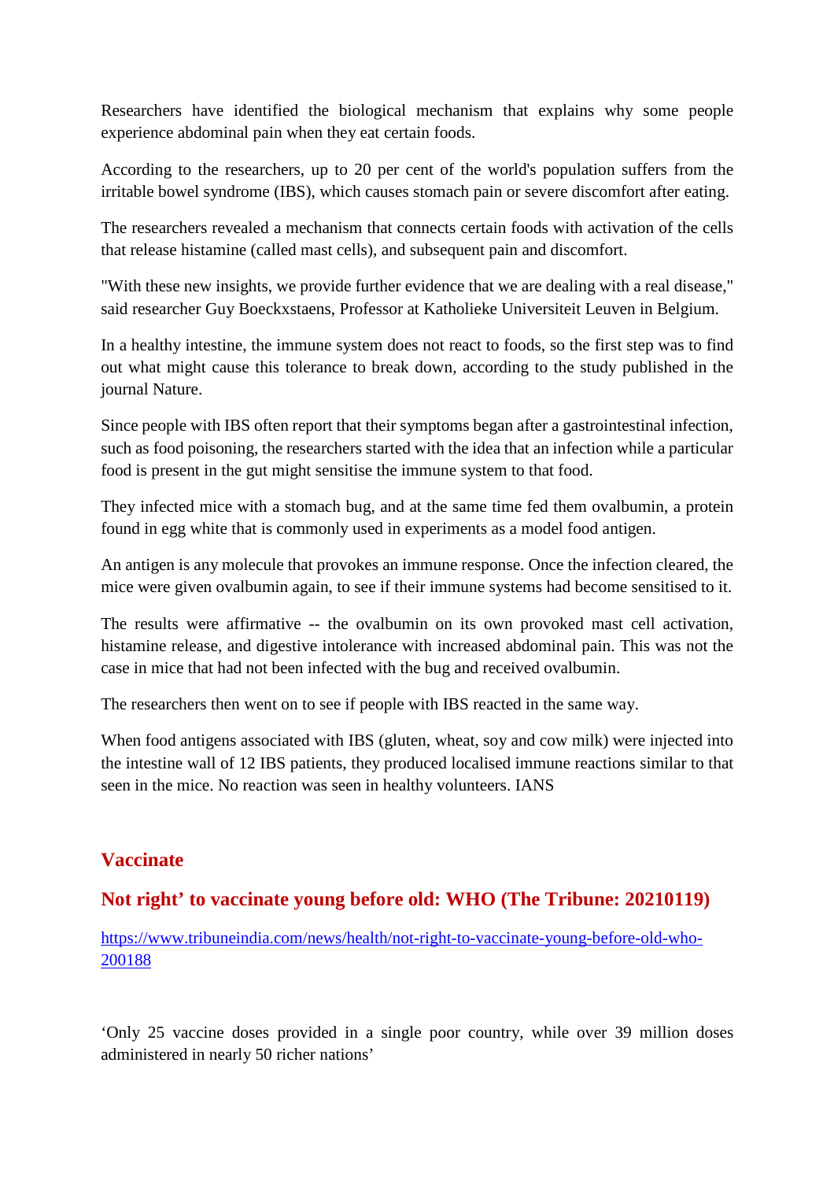Researchers have identified the biological mechanism that explains why some people experience abdominal pain when they eat certain foods.

According to the researchers, up to 20 per cent of the world's population suffers from the irritable bowel syndrome (IBS), which causes stomach pain or severe discomfort after eating.

The researchers revealed a mechanism that connects certain foods with activation of the cells that release histamine (called mast cells), and subsequent pain and discomfort.

"With these new insights, we provide further evidence that we are dealing with a real disease," said researcher Guy Boeckxstaens, Professor at Katholieke Universiteit Leuven in Belgium.

In a healthy intestine, the immune system does not react to foods, so the first step was to find out what might cause this tolerance to break down, according to the study published in the journal Nature.

Since people with IBS often report that their symptoms began after a gastrointestinal infection, such as food poisoning, the researchers started with the idea that an infection while a particular food is present in the gut might sensitise the immune system to that food.

They infected mice with a stomach bug, and at the same time fed them ovalbumin, a protein found in egg white that is commonly used in experiments as a model food antigen.

An antigen is any molecule that provokes an immune response. Once the infection cleared, the mice were given ovalbumin again, to see if their immune systems had become sensitised to it.

The results were affirmative -- the ovalbumin on its own provoked mast cell activation, histamine release, and digestive intolerance with increased abdominal pain. This was not the case in mice that had not been infected with the bug and received ovalbumin.

The researchers then went on to see if people with IBS reacted in the same way.

When food antigens associated with IBS (gluten, wheat, soy and cow milk) were injected into the intestine wall of 12 IBS patients, they produced localised immune reactions similar to that seen in the mice. No reaction was seen in healthy volunteers. IANS

## Vaccinate

## Not right' to vaccinate young before old: WHO (The Tribune: 20210119)

https://www.tribuneindia.com/news/health/not-right-to-vaccinate-young-before-old-who-200188

'Only 25 vaccine doses provided in a single poor country, while over 39 million doses administered in nearly 50 richer nations'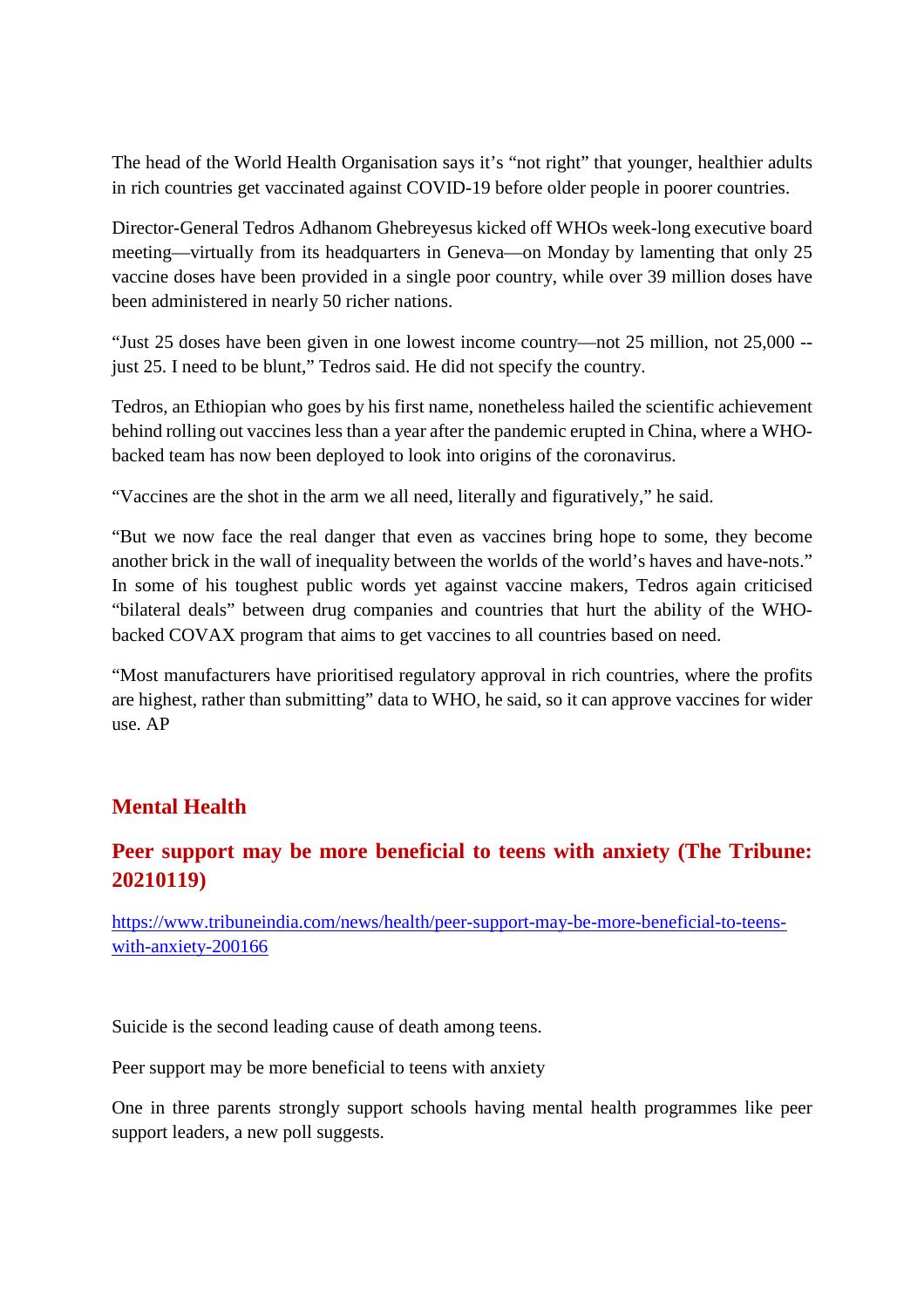The head of the World Health Organisation says it's "not right" that younger, healthier adults in rich countries get vaccinated against COVID-19 before older people in poorer countries.

Director-General Tedros Adhanom Ghebreyesus kicked off WHOs week-long executive board meeting—virtually from its headquarters in Geneva—on Monday by lamenting that only 25 vaccine doses have been provided in a single poor country, while over 39 million doses have been administered in nearly 50 richer nations.

"Just 25 doses have been given in one lowest income country—not 25 million, not 25,000 -- just 25. I need to be blunt," Tedros said. He did not specify the country.

Tedros, an Ethiopian who goes by his first name, nonetheless hailed the scientific achievement behind rolling out vaccines less than a year after the pandemic erupted in China, where a WHO-backed team has now been deployed to look into origins of the coronavirus.

"Vaccines are the shot in the arm we all need, literally and figuratively," he said.

"But we now face the real danger that even as vaccines bring hope to some, they become another brick in the wall of inequality between the worlds of the world's haves and have-nots." In some of his toughest public words yet against vaccine makers, Tedros again criticised "bilateral deals" between drug companies and countries that hurt the ability of the WHO-backed COVAX program that aims to get vaccines to all countries based on need.

"Most manufacturers have prioritised regulatory approval in rich countries, where the profits are highest, rather than submitting" data to WHO, he said, so it can approve vaccines for wider use. AP

## Mental Health

## Peer support may be more beneficial to teens with anxiety (The Tribune: 20210119)

https://www.tribuneindia.com/news/health/peer-support-may-be-more-beneficial-to-teens-with-anxiety-200166

Suicide is the second leading cause of death among teens.

Peer support may be more beneficial to teens with anxiety

One in three parents strongly support schools having mental health programmes like peer support leaders, a new poll suggests.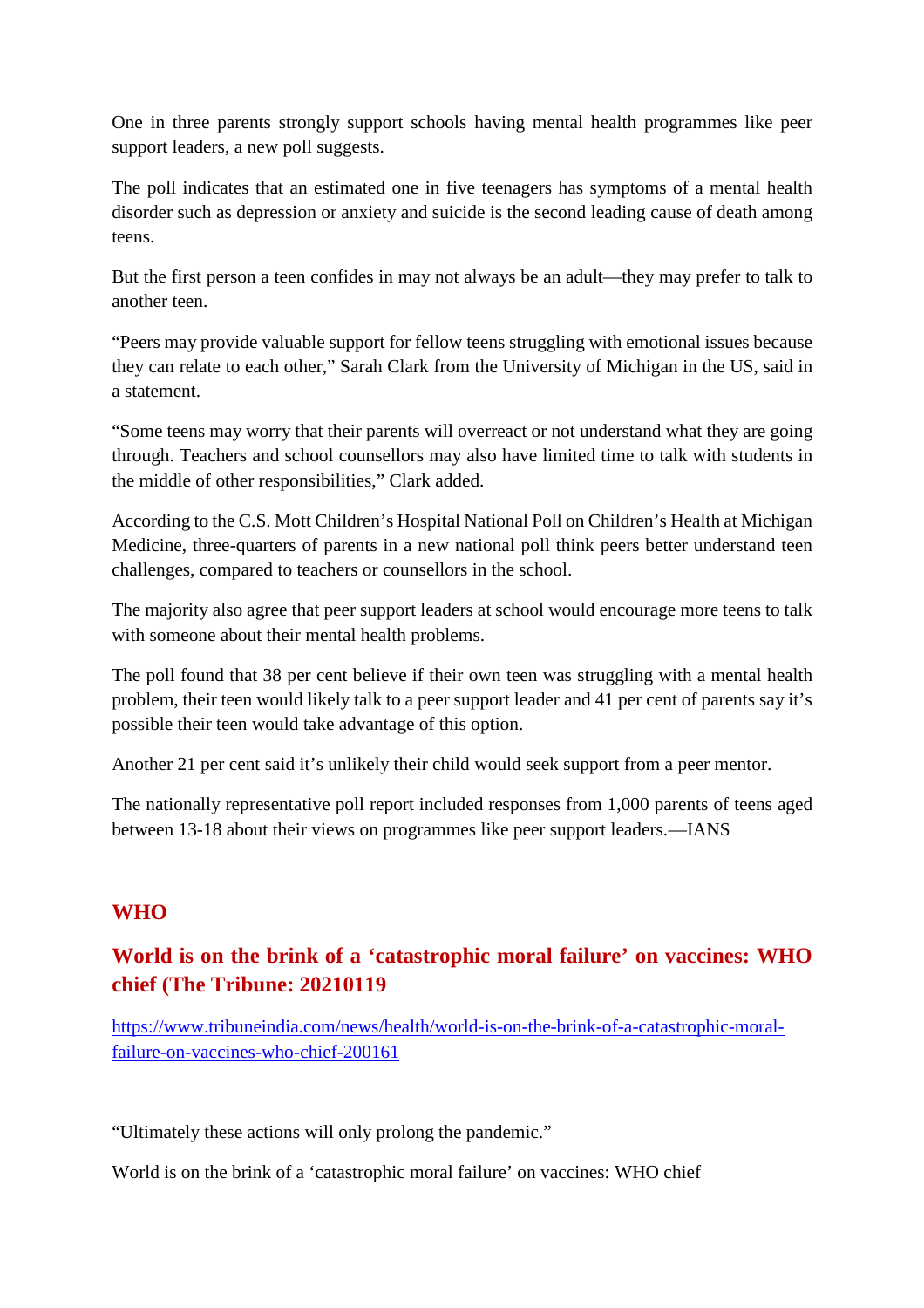One in three parents strongly support schools having mental health programmes like peer support leaders, a new poll suggests.

The poll indicates that an estimated one in five teenagers has symptoms of a mental health disorder such as depression or anxiety and suicide is the second leading cause of death among teens.

But the first person a teen confides in may not always be an adult—they may prefer to talk to another teen.

"Peers may provide valuable support for fellow teens struggling with emotional issues because they can relate to each other," Sarah Clark from the University of Michigan in the US, said in a statement.

"Some teens may worry that their parents will overreact or not understand what they are going through. Teachers and school counsellors may also have limited time to talk with students in the middle of other responsibilities," Clark added.

According to the C.S. Mott Children's Hospital National Poll on Children's Health at Michigan Medicine, three-quarters of parents in a new national poll think peers better understand teen challenges, compared to teachers or counsellors in the school.

The majority also agree that peer support leaders at school would encourage more teens to talk with someone about their mental health problems.

The poll found that 38 per cent believe if their own teen was struggling with a mental health problem, their teen would likely talk to a peer support leader and 41 per cent of parents say it's possible their teen would take advantage of this option.

Another 21 per cent said it's unlikely their child would seek support from a peer mentor.

The nationally representative poll report included responses from 1,000 parents of teens aged between 13-18 about their views on programmes like peer support leaders.—IANS

## WHO

## World is on the brink of a 'catastrophic moral failure' on vaccines: WHO chief (The Tribune: 20210119

[https://www.tribuneindia.com/news/health/world-is-on-the-brink-of-a-catastrophic-moral-failure-on-vaccines-who-chief-200161](https://www.tribuneindia.com/news/health/world-is-on-the-brink-of-a-catastrophic-moral-failure-on-vaccines-who-chief-200161)

"Ultimately these actions will only prolong the pandemic."

World is on the brink of a 'catastrophic moral failure' on vaccines: WHO chief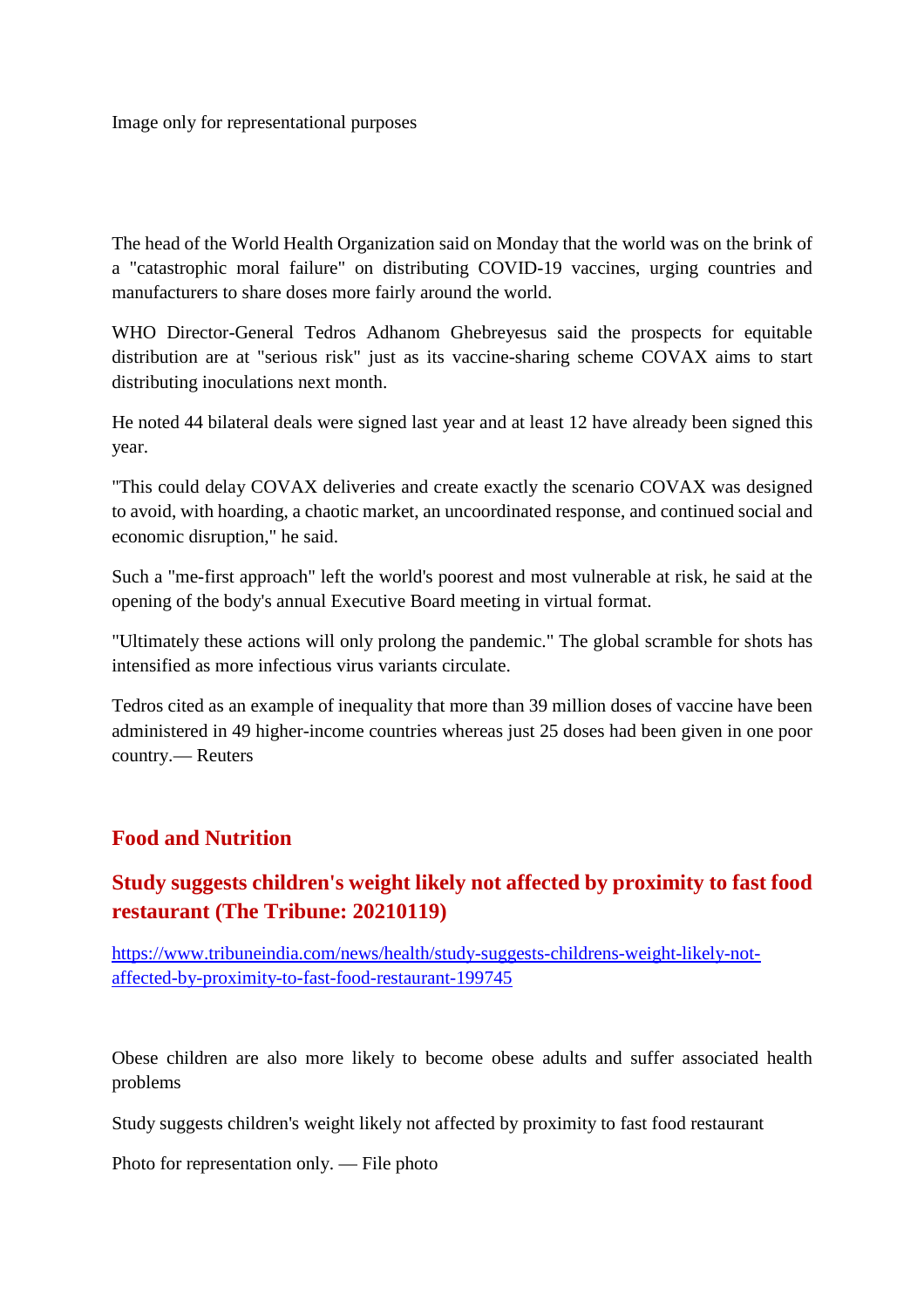Image only for representational purposes

The head of the World Health Organization said on Monday that the world was on the brink of a "catastrophic moral failure" on distributing COVID-19 vaccines, urging countries and manufacturers to share doses more fairly around the world.

WHO Director-General Tedros Adhanom Ghebreyesus said the prospects for equitable distribution are at "serious risk" just as its vaccine-sharing scheme COVAX aims to start distributing inoculations next month.

He noted 44 bilateral deals were signed last year and at least 12 have already been signed this year.

"This could delay COVAX deliveries and create exactly the scenario COVAX was designed to avoid, with hoarding, a chaotic market, an uncoordinated response, and continued social and economic disruption," he said.

Such a "me-first approach" left the world's poorest and most vulnerable at risk, he said at the opening of the body's annual Executive Board meeting in virtual format.

"Ultimately these actions will only prolong the pandemic." The global scramble for shots has intensified as more infectious virus variants circulate.

Tedros cited as an example of inequality that more than 39 million doses of vaccine have been administered in 49 higher-income countries whereas just 25 doses had been given in one poor country.— Reuters

## Food and Nutrition

## Study suggests children's weight likely not affected by proximity to fast food restaurant (The Tribune: 20210119)

https://www.tribuneindia.com/news/health/study-suggests-childrens-weight-likely-not-affected-by-proximity-to-fast-food-restaurant-199745

Obese children are also more likely to become obese adults and suffer associated health problems

Study suggests children's weight likely not affected by proximity to fast food restaurant

Photo for representation only. — File photo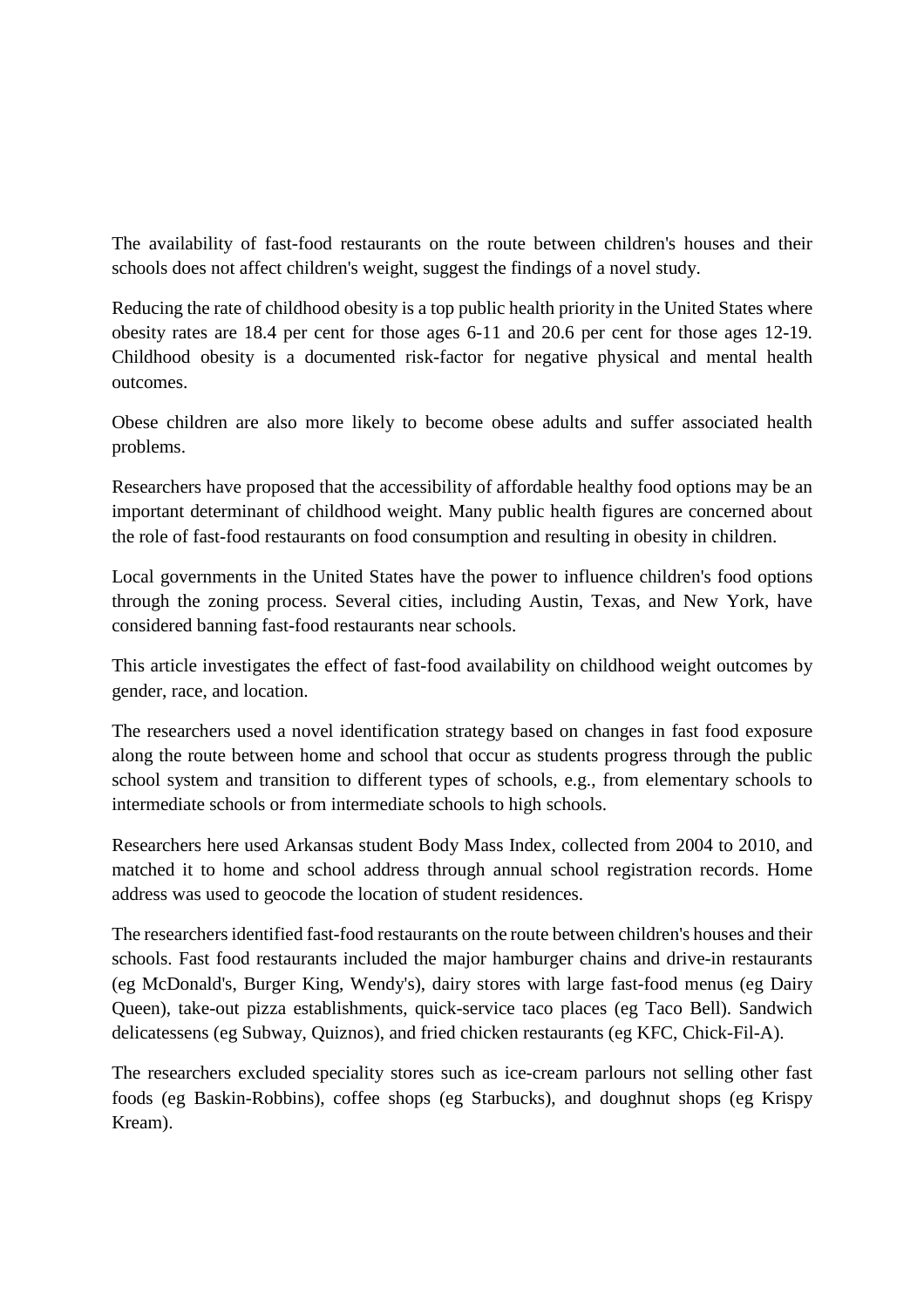The availability of fast-food restaurants on the route between children's houses and their schools does not affect children's weight, suggest the findings of a novel study.

Reducing the rate of childhood obesity is a top public health priority in the United States where obesity rates are 18.4 per cent for those ages 6-11 and 20.6 per cent for those ages 12-19. Childhood obesity is a documented risk-factor for negative physical and mental health outcomes.

Obese children are also more likely to become obese adults and suffer associated health problems.

Researchers have proposed that the accessibility of affordable healthy food options may be an important determinant of childhood weight. Many public health figures are concerned about the role of fast-food restaurants on food consumption and resulting in obesity in children.

Local governments in the United States have the power to influence children's food options through the zoning process. Several cities, including Austin, Texas, and New York, have considered banning fast-food restaurants near schools.

This article investigates the effect of fast-food availability on childhood weight outcomes by gender, race, and location.

The researchers used a novel identification strategy based on changes in fast food exposure along the route between home and school that occur as students progress through the public school system and transition to different types of schools, e.g., from elementary schools to intermediate schools or from intermediate schools to high schools.

Researchers here used Arkansas student Body Mass Index, collected from 2004 to 2010, and matched it to home and school address through annual school registration records. Home address was used to geocode the location of student residences.

The researchers identified fast-food restaurants on the route between children's houses and their schools. Fast food restaurants included the major hamburger chains and drive-in restaurants (eg McDonald's, Burger King, Wendy's), dairy stores with large fast-food menus (eg Dairy Queen), take-out pizza establishments, quick-service taco places (eg Taco Bell). Sandwich delicatessens (eg Subway, Quiznos), and fried chicken restaurants (eg KFC, Chick-Fil-A).

The researchers excluded speciality stores such as ice-cream parlours not selling other fast foods (eg Baskin-Robbins), coffee shops (eg Starbucks), and doughnut shops (eg Krispy Kream).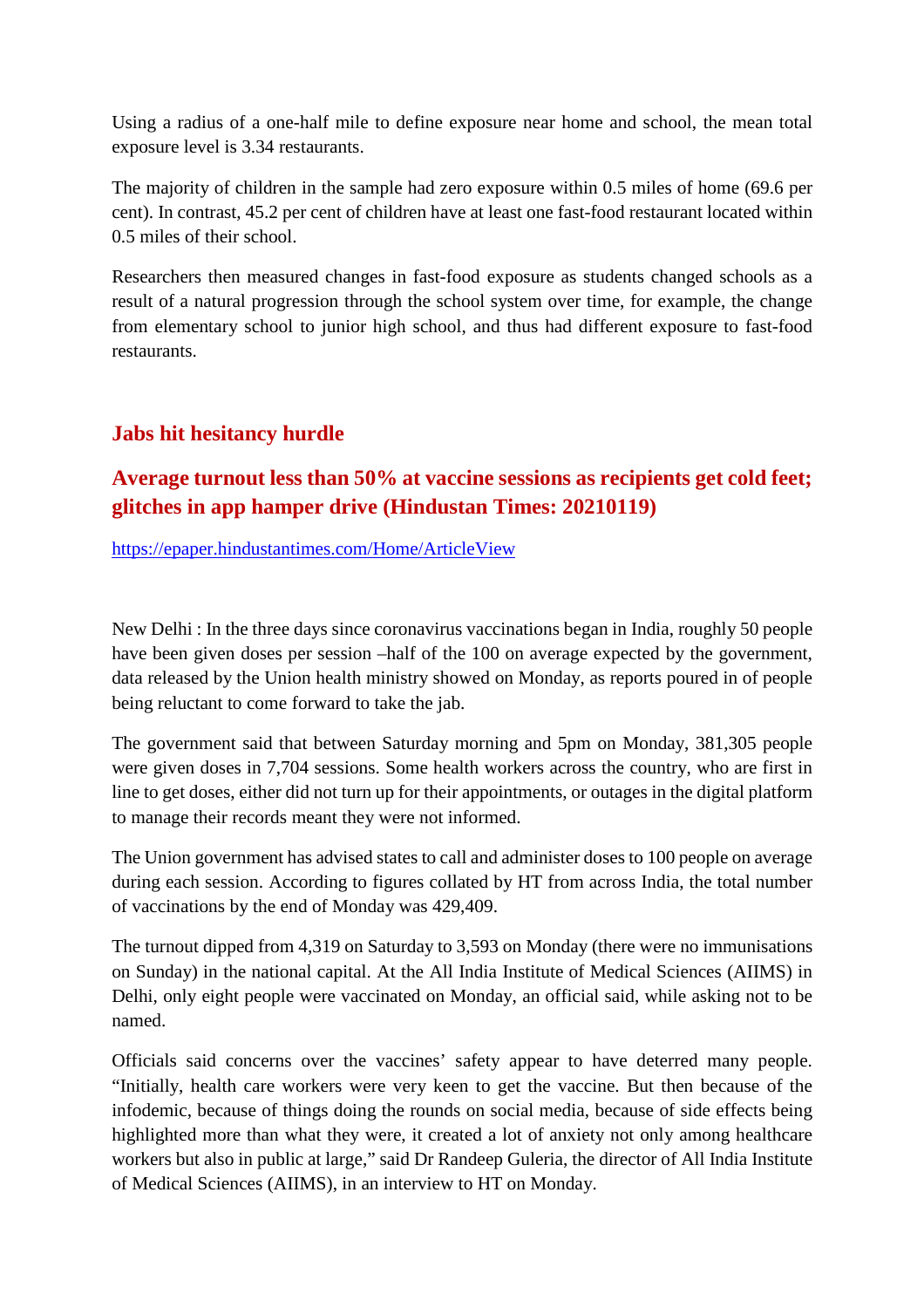Using a radius of a one-half mile to define exposure near home and school, the mean total exposure level is 3.34 restaurants.

The majority of children in the sample had zero exposure within 0.5 miles of home (69.6 per cent). In contrast, 45.2 per cent of children have at least one fast-food restaurant located within 0.5 miles of their school.

Researchers then measured changes in fast-food exposure as students changed schools as a result of a natural progression through the school system over time, for example, the change from elementary school to junior high school, and thus had different exposure to fast-food restaurants.

## Jabs hit hesitancy hurdle

## Average turnout less than 50% at vaccine sessions as recipients get cold feet; glitches in app hamper drive (Hindustan Times: 20210119)

https://epaper.hindustantimes.com/Home/ArticleView

New Delhi : In the three days since coronavirus vaccinations began in India, roughly 50 people have been given doses per session –half of the 100 on average expected by the government, data released by the Union health ministry showed on Monday, as reports poured in of people being reluctant to come forward to take the jab.

The government said that between Saturday morning and 5pm on Monday, 381,305 people were given doses in 7,704 sessions. Some health workers across the country, who are first in line to get doses, either did not turn up for their appointments, or outages in the digital platform to manage their records meant they were not informed.

The Union government has advised states to call and administer doses to 100 people on average during each session. According to figures collated by HT from across India, the total number of vaccinations by the end of Monday was 429,409.

The turnout dipped from 4,319 on Saturday to 3,593 on Monday (there were no immunisations on Sunday) in the national capital. At the All India Institute of Medical Sciences (AIIMS) in Delhi, only eight people were vaccinated on Monday, an official said, while asking not to be named.

Officials said concerns over the vaccines' safety appear to have deterred many people. "Initially, health care workers were very keen to get the vaccine. But then because of the infodemic, because of things doing the rounds on social media, because of side effects being highlighted more than what they were, it created a lot of anxiety not only among healthcare workers but also in public at large," said Dr Randeep Guleria, the director of All India Institute of Medical Sciences (AIIMS), in an interview to HT on Monday.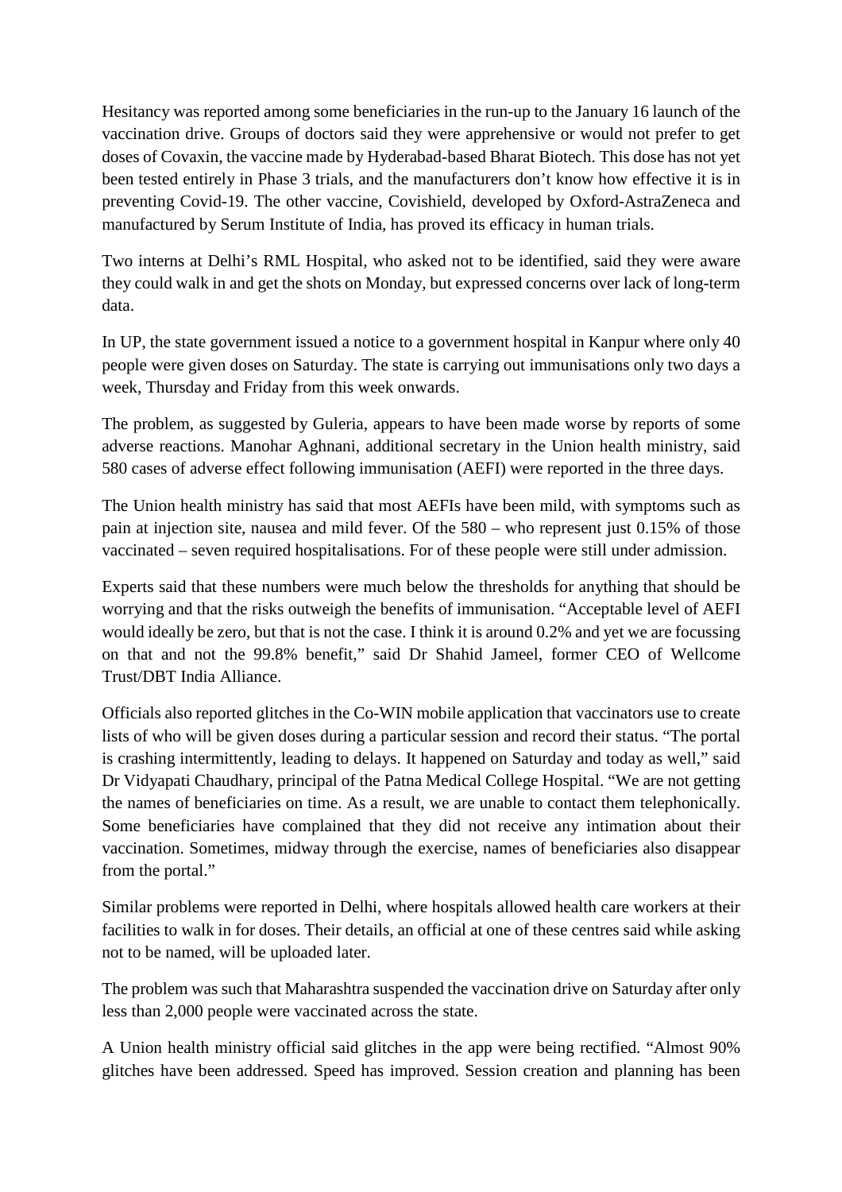Hesitancy was reported among some beneficiaries in the run-up to the January 16 launch of the vaccination drive. Groups of doctors said they were apprehensive or would not prefer to get doses of Covaxin, the vaccine made by Hyderabad-based Bharat Biotech. This dose has not yet been tested entirely in Phase 3 trials, and the manufacturers don't know how effective it is in preventing Covid-19. The other vaccine, Covishield, developed by Oxford-AstraZeneca and manufactured by Serum Institute of India, has proved its efficacy in human trials.

Two interns at Delhi's RML Hospital, who asked not to be identified, said they were aware they could walk in and get the shots on Monday, but expressed concerns over lack of long-term data.

In UP, the state government issued a notice to a government hospital in Kanpur where only 40 people were given doses on Saturday. The state is carrying out immunisations only two days a week, Thursday and Friday from this week onwards.

The problem, as suggested by Guleria, appears to have been made worse by reports of some adverse reactions. Manohar Aghnani, additional secretary in the Union health ministry, said 580 cases of adverse effect following immunisation (AEFI) were reported in the three days.

The Union health ministry has said that most AEFIs have been mild, with symptoms such as pain at injection site, nausea and mild fever. Of the 580 – who represent just 0.15% of those vaccinated – seven required hospitalisations. For of these people were still under admission.

Experts said that these numbers were much below the thresholds for anything that should be worrying and that the risks outweigh the benefits of immunisation. "Acceptable level of AEFI would ideally be zero, but that is not the case. I think it is around 0.2% and yet we are focussing on that and not the 99.8% benefit," said Dr Shahid Jameel, former CEO of Wellcome Trust/DBT India Alliance.

Officials also reported glitches in the Co-WIN mobile application that vaccinators use to create lists of who will be given doses during a particular session and record their status. "The portal is crashing intermittently, leading to delays. It happened on Saturday and today as well," said Dr Vidyapati Chaudhary, principal of the Patna Medical College Hospital. "We are not getting the names of beneficiaries on time. As a result, we are unable to contact them telephonically. Some beneficiaries have complained that they did not receive any intimation about their vaccination. Sometimes, midway through the exercise, names of beneficiaries also disappear from the portal."

Similar problems were reported in Delhi, where hospitals allowed health care workers at their facilities to walk in for doses. Their details, an official at one of these centres said while asking not to be named, will be uploaded later.

The problem was such that Maharashtra suspended the vaccination drive on Saturday after only less than 2,000 people were vaccinated across the state.

A Union health ministry official said glitches in the app were being rectified. "Almost 90% glitches have been addressed. Speed has improved. Session creation and planning has been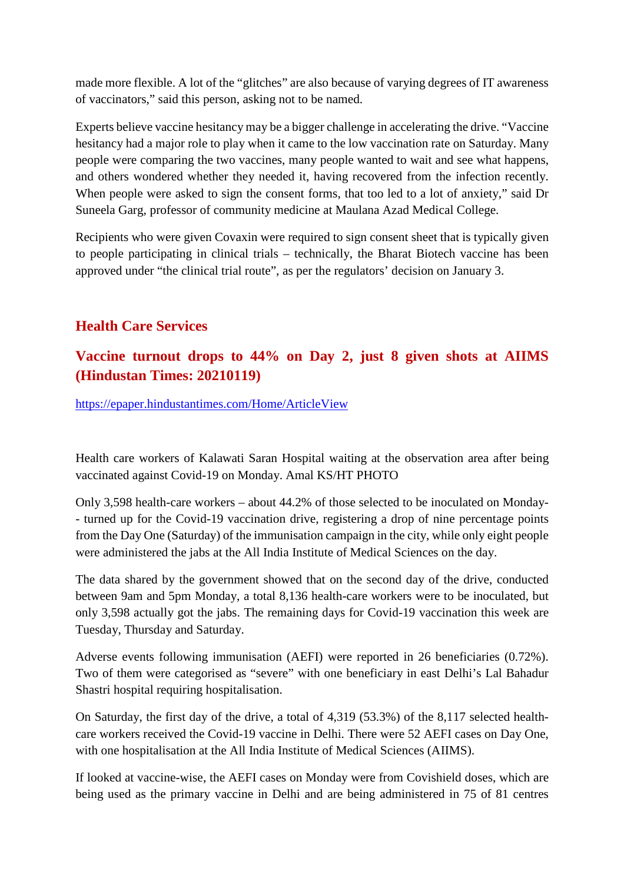made more flexible. A lot of the "glitches" are also because of varying degrees of IT awareness of vaccinators," said this person, asking not to be named.

Experts believe vaccine hesitancy may be a bigger challenge in accelerating the drive. "Vaccine hesitancy had a major role to play when it came to the low vaccination rate on Saturday. Many people were comparing the two vaccines, many people wanted to wait and see what happens, and others wondered whether they needed it, having recovered from the infection recently. When people were asked to sign the consent forms, that too led to a lot of anxiety," said Dr Suneela Garg, professor of community medicine at Maulana Azad Medical College.

Recipients who were given Covaxin were required to sign consent sheet that is typically given to people participating in clinical trials – technically, the Bharat Biotech vaccine has been approved under "the clinical trial route", as per the regulators' decision on January 3.

## Health Care Services

### Vaccine turnout drops to 44% on Day 2, just 8 given shots at AIIMS (Hindustan Times: 20210119)

https://epaper.hindustantimes.com/Home/ArticleView

Health care workers of Kalawati Saran Hospital waiting at the observation area after being vaccinated against Covid-19 on Monday. Amal KS/HT PHOTO

Only 3,598 health-care workers – about 44.2% of those selected to be inoculated on Monday-- turned up for the Covid-19 vaccination drive, registering a drop of nine percentage points from the Day One (Saturday) of the immunisation campaign in the city, while only eight people were administered the jabs at the All India Institute of Medical Sciences on the day.

The data shared by the government showed that on the second day of the drive, conducted between 9am and 5pm Monday, a total 8,136 health-care workers were to be inoculated, but only 3,598 actually got the jabs. The remaining days for Covid-19 vaccination this week are Tuesday, Thursday and Saturday.

Adverse events following immunisation (AEFI) were reported in 26 beneficiaries (0.72%). Two of them were categorised as "severe" with one beneficiary in east Delhi's Lal Bahadur Shastri hospital requiring hospitalisation.

On Saturday, the first day of the drive, a total of 4,319 (53.3%) of the 8,117 selected health-care workers received the Covid-19 vaccine in Delhi. There were 52 AEFI cases on Day One, with one hospitalisation at the All India Institute of Medical Sciences (AIIMS).

If looked at vaccine-wise, the AEFI cases on Monday were from Covishield doses, which are being used as the primary vaccine in Delhi and are being administered in 75 of 81 centres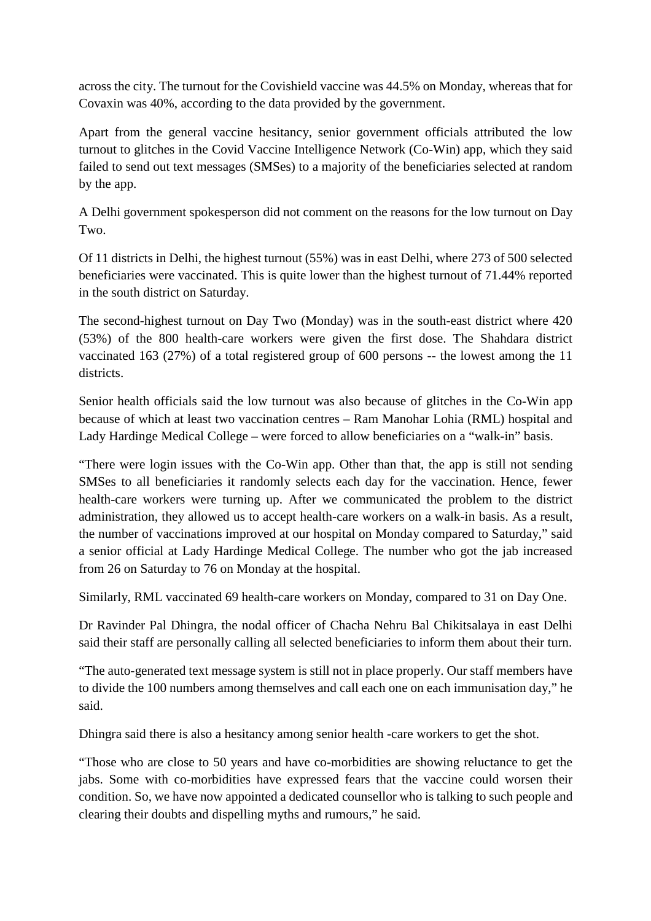across the city. The turnout for the Covishield vaccine was 44.5% on Monday, whereas that for Covaxin was 40%, according to the data provided by the government.

Apart from the general vaccine hesitancy, senior government officials attributed the low turnout to glitches in the Covid Vaccine Intelligence Network (Co-Win) app, which they said failed to send out text messages (SMSes) to a majority of the beneficiaries selected at random by the app.

A Delhi government spokesperson did not comment on the reasons for the low turnout on Day Two.

Of 11 districts in Delhi, the highest turnout (55%) was in east Delhi, where 273 of 500 selected beneficiaries were vaccinated. This is quite lower than the highest turnout of 71.44% reported in the south district on Saturday.

The second-highest turnout on Day Two (Monday) was in the south-east district where 420 (53%) of the 800 health-care workers were given the first dose. The Shahdara district vaccinated 163 (27%) of a total registered group of 600 persons -- the lowest among the 11 districts.

Senior health officials said the low turnout was also because of glitches in the Co-Win app because of which at least two vaccination centres – Ram Manohar Lohia (RML) hospital and Lady Hardinge Medical College – were forced to allow beneficiaries on a "walk-in" basis.

"There were login issues with the Co-Win app. Other than that, the app is still not sending SMSes to all beneficiaries it randomly selects each day for the vaccination. Hence, fewer health-care workers were turning up. After we communicated the problem to the district administration, they allowed us to accept health-care workers on a walk-in basis. As a result, the number of vaccinations improved at our hospital on Monday compared to Saturday," said a senior official at Lady Hardinge Medical College. The number who got the jab increased from 26 on Saturday to 76 on Monday at the hospital.

Similarly, RML vaccinated 69 health-care workers on Monday, compared to 31 on Day One.

Dr Ravinder Pal Dhingra, the nodal officer of Chacha Nehru Bal Chikitsalaya in east Delhi said their staff are personally calling all selected beneficiaries to inform them about their turn.

"The auto-generated text message system is still not in place properly. Our staff members have to divide the 100 numbers among themselves and call each one on each immunisation day," he said.

Dhingra said there is also a hesitancy among senior health -care workers to get the shot.

"Those who are close to 50 years and have co-morbidities are showing reluctance to get the jabs. Some with co-morbidities have expressed fears that the vaccine could worsen their condition. So, we have now appointed a dedicated counsellor who is talking to such people and clearing their doubts and dispelling myths and rumours," he said.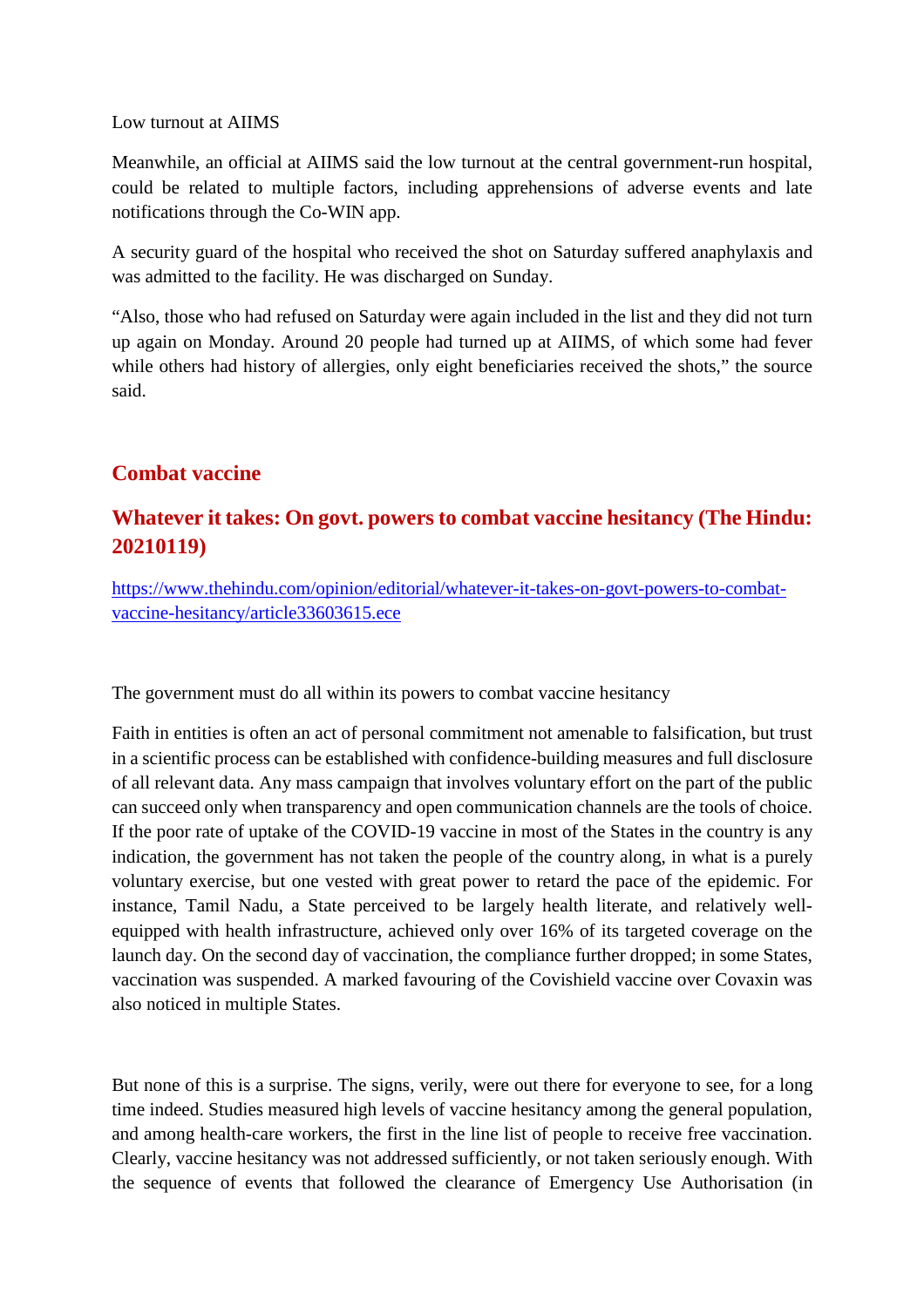Low turnout at AIIMS

Meanwhile, an official at AIIMS said the low turnout at the central government-run hospital, could be related to multiple factors, including apprehensions of adverse events and late notifications through the Co-WIN app.

A security guard of the hospital who received the shot on Saturday suffered anaphylaxis and was admitted to the facility. He was discharged on Sunday.

“Also, those who had refused on Saturday were again included in the list and they did not turn up again on Monday. Around 20 people had turned up at AIIMS, of which some had fever while others had history of allergies, only eight beneficiaries received the shots,” the source said.

## Combat vaccine

## Whatever it takes: On govt. powers to combat vaccine hesitancy (The Hindu: 20210119)

https://www.thehindu.com/opinion/editorial/whatever-it-takes-on-govt-powers-to-combat-vaccine-hesitancy/article33603615.ece

The government must do all within its powers to combat vaccine hesitancy

Faith in entities is often an act of personal commitment not amenable to falsification, but trust in a scientific process can be established with confidence-building measures and full disclosure of all relevant data. Any mass campaign that involves voluntary effort on the part of the public can succeed only when transparency and open communication channels are the tools of choice. If the poor rate of uptake of the COVID-19 vaccine in most of the States in the country is any indication, the government has not taken the people of the country along, in what is a purely voluntary exercise, but one vested with great power to retard the pace of the epidemic. For instance, Tamil Nadu, a State perceived to be largely health literate, and relatively well-equipped with health infrastructure, achieved only over 16% of its targeted coverage on the launch day. On the second day of vaccination, the compliance further dropped; in some States, vaccination was suspended. A marked favouring of the Covishield vaccine over Covaxin was also noticed in multiple States.

But none of this is a surprise. The signs, verily, were out there for everyone to see, for a long time indeed. Studies measured high levels of vaccine hesitancy among the general population, and among health-care workers, the first in the line list of people to receive free vaccination. Clearly, vaccine hesitancy was not addressed sufficiently, or not taken seriously enough. With the sequence of events that followed the clearance of Emergency Use Authorisation (in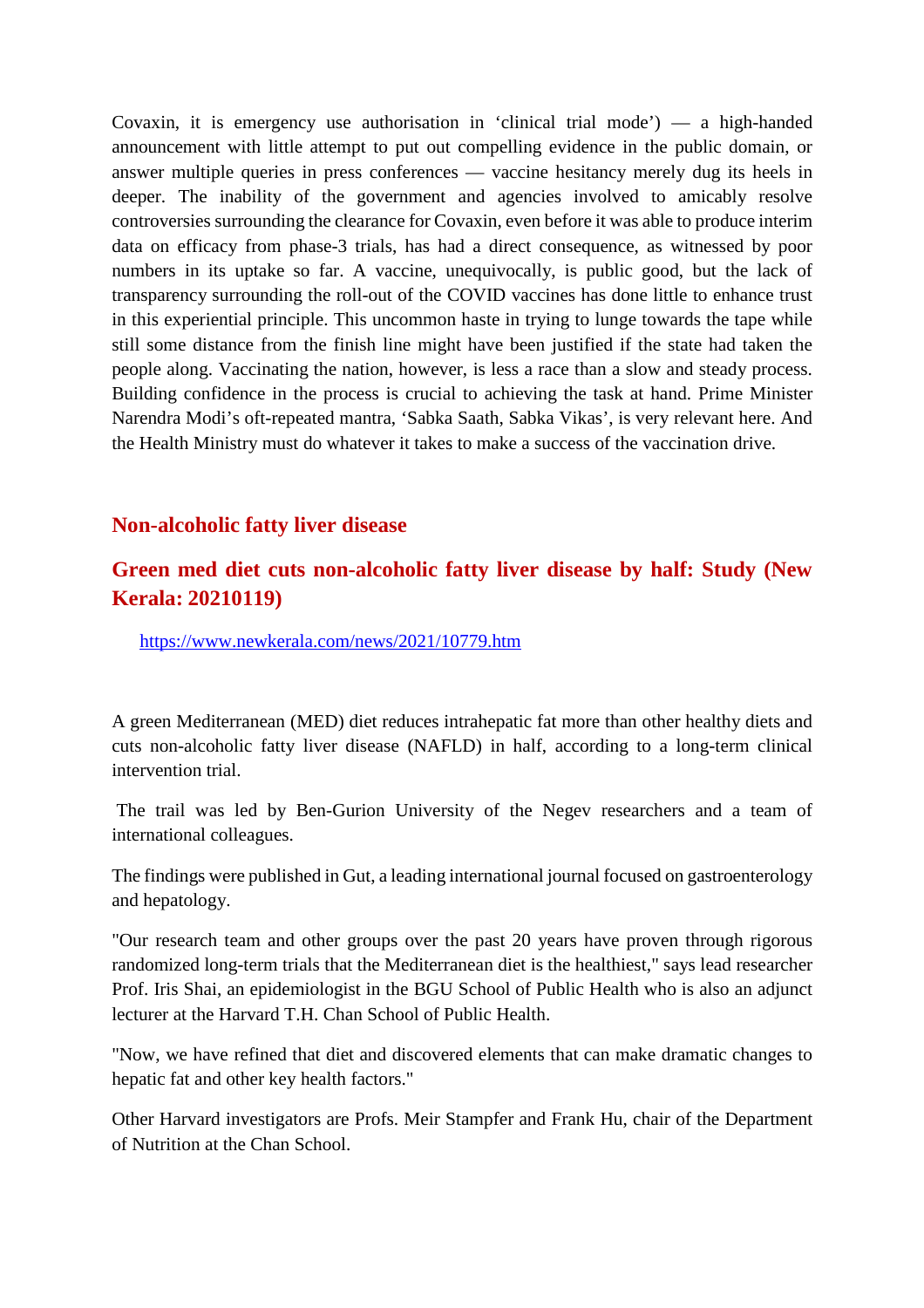Covaxin, it is emergency use authorisation in 'clinical trial mode') — a high-handed announcement with little attempt to put out compelling evidence in the public domain, or answer multiple queries in press conferences — vaccine hesitancy merely dug its heels in deeper. The inability of the government and agencies involved to amicably resolve controversies surrounding the clearance for Covaxin, even before it was able to produce interim data on efficacy from phase-3 trials, has had a direct consequence, as witnessed by poor numbers in its uptake so far. A vaccine, unequivocally, is public good, but the lack of transparency surrounding the roll-out of the COVID vaccines has done little to enhance trust in this experiential principle. This uncommon haste in trying to lunge towards the tape while still some distance from the finish line might have been justified if the state had taken the people along. Vaccinating the nation, however, is less a race than a slow and steady process. Building confidence in the process is crucial to achieving the task at hand. Prime Minister Narendra Modi's oft-repeated mantra, 'Sabka Saath, Sabka Vikas', is very relevant here. And the Health Ministry must do whatever it takes to make a success of the vaccination drive.

## Non-alcoholic fatty liver disease

## Green med diet cuts non-alcoholic fatty liver disease by half: Study (New Kerala: 20210119)

https://www.newkerala.com/news/2021/10779.htm

A green Mediterranean (MED) diet reduces intrahepatic fat more than other healthy diets and cuts non-alcoholic fatty liver disease (NAFLD) in half, according to a long-term clinical intervention trial.

The trail was led by Ben-Gurion University of the Negev researchers and a team of international colleagues.

The findings were published in Gut, a leading international journal focused on gastroenterology and hepatology.

"Our research team and other groups over the past 20 years have proven through rigorous randomized long-term trials that the Mediterranean diet is the healthiest," says lead researcher Prof. Iris Shai, an epidemiologist in the BGU School of Public Health who is also an adjunct lecturer at the Harvard T.H. Chan School of Public Health.

"Now, we have refined that diet and discovered elements that can make dramatic changes to hepatic fat and other key health factors."

Other Harvard investigators are Profs. Meir Stampfer and Frank Hu, chair of the Department of Nutrition at the Chan School.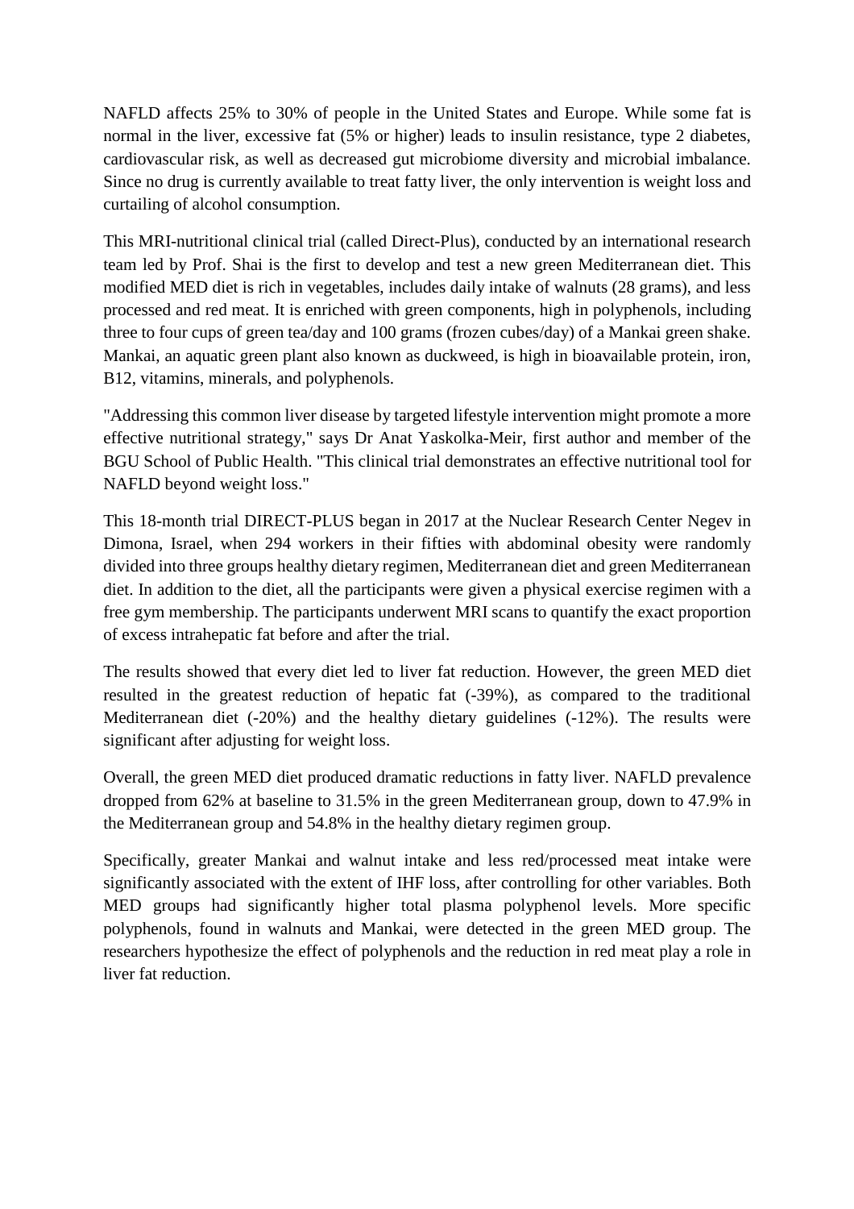NAFLD affects 25% to 30% of people in the United States and Europe. While some fat is normal in the liver, excessive fat (5% or higher) leads to insulin resistance, type 2 diabetes, cardiovascular risk, as well as decreased gut microbiome diversity and microbial imbalance. Since no drug is currently available to treat fatty liver, the only intervention is weight loss and curtailing of alcohol consumption.

This MRI-nutritional clinical trial (called Direct-Plus), conducted by an international research team led by Prof. Shai is the first to develop and test a new green Mediterranean diet. This modified MED diet is rich in vegetables, includes daily intake of walnuts (28 grams), and less processed and red meat. It is enriched with green components, high in polyphenols, including three to four cups of green tea/day and 100 grams (frozen cubes/day) of a Mankai green shake. Mankai, an aquatic green plant also known as duckweed, is high in bioavailable protein, iron, B12, vitamins, minerals, and polyphenols.

"Addressing this common liver disease by targeted lifestyle intervention might promote a more effective nutritional strategy," says Dr Anat Yaskolka-Meir, first author and member of the BGU School of Public Health. "This clinical trial demonstrates an effective nutritional tool for NAFLD beyond weight loss."

This 18-month trial DIRECT-PLUS began in 2017 at the Nuclear Research Center Negev in Dimona, Israel, when 294 workers in their fifties with abdominal obesity were randomly divided into three groups healthy dietary regimen, Mediterranean diet and green Mediterranean diet. In addition to the diet, all the participants were given a physical exercise regimen with a free gym membership. The participants underwent MRI scans to quantify the exact proportion of excess intrahepatic fat before and after the trial.

The results showed that every diet led to liver fat reduction. However, the green MED diet resulted in the greatest reduction of hepatic fat (-39%), as compared to the traditional Mediterranean diet (-20%) and the healthy dietary guidelines (-12%). The results were significant after adjusting for weight loss.

Overall, the green MED diet produced dramatic reductions in fatty liver. NAFLD prevalence dropped from 62% at baseline to 31.5% in the green Mediterranean group, down to 47.9% in the Mediterranean group and 54.8% in the healthy dietary regimen group.

Specifically, greater Mankai and walnut intake and less red/processed meat intake were significantly associated with the extent of IHF loss, after controlling for other variables. Both MED groups had significantly higher total plasma polyphenol levels. More specific polyphenols, found in walnuts and Mankai, were detected in the green MED group. The researchers hypothesize the effect of polyphenols and the reduction in red meat play a role in liver fat reduction.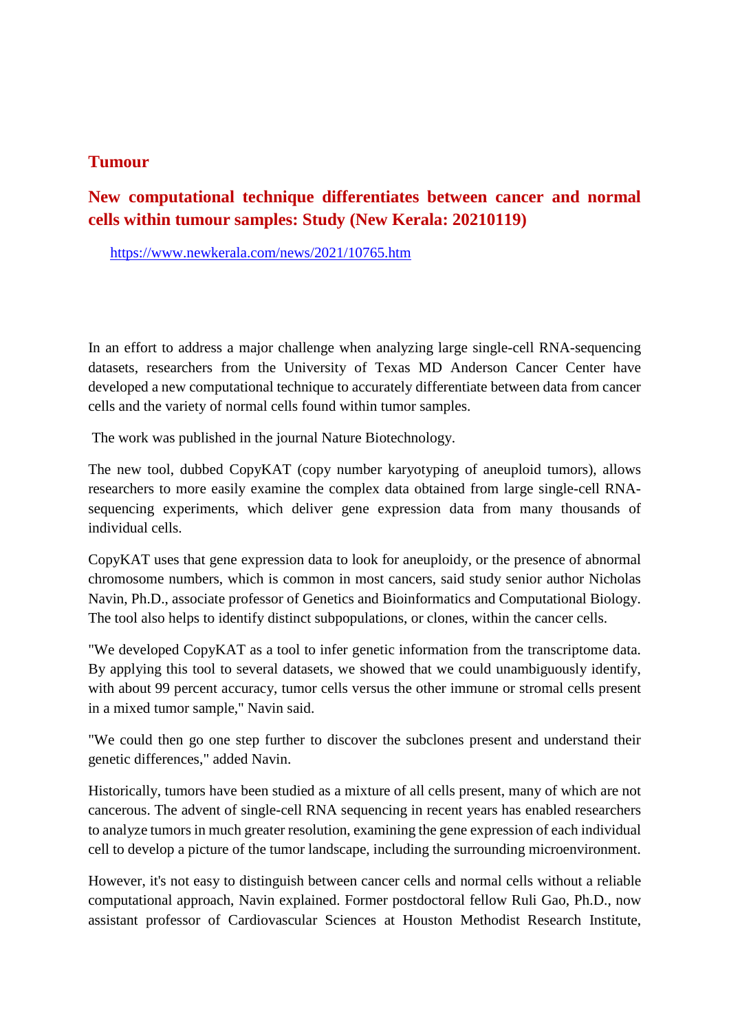## Tumour

### New computational technique differentiates between cancer and normal cells within tumour samples: Study (New Kerala: 20210119)

https://www.newkerala.com/news/2021/10765.htm

In an effort to address a major challenge when analyzing large single-cell RNA-sequencing datasets, researchers from the University of Texas MD Anderson Cancer Center have developed a new computational technique to accurately differentiate between data from cancer cells and the variety of normal cells found within tumor samples.

The work was published in the journal Nature Biotechnology.

The new tool, dubbed CopyKAT (copy number karyotyping of aneuploid tumors), allows researchers to more easily examine the complex data obtained from large single-cell RNA-sequencing experiments, which deliver gene expression data from many thousands of individual cells.

CopyKAT uses that gene expression data to look for aneuploidy, or the presence of abnormal chromosome numbers, which is common in most cancers, said study senior author Nicholas Navin, Ph.D., associate professor of Genetics and Bioinformatics and Computational Biology. The tool also helps to identify distinct subpopulations, or clones, within the cancer cells.

"We developed CopyKAT as a tool to infer genetic information from the transcriptome data. By applying this tool to several datasets, we showed that we could unambiguously identify, with about 99 percent accuracy, tumor cells versus the other immune or stromal cells present in a mixed tumor sample," Navin said.

"We could then go one step further to discover the subclones present and understand their genetic differences," added Navin.

Historically, tumors have been studied as a mixture of all cells present, many of which are not cancerous. The advent of single-cell RNA sequencing in recent years has enabled researchers to analyze tumors in much greater resolution, examining the gene expression of each individual cell to develop a picture of the tumor landscape, including the surrounding microenvironment.

However, it's not easy to distinguish between cancer cells and normal cells without a reliable computational approach, Navin explained. Former postdoctoral fellow Ruli Gao, Ph.D., now assistant professor of Cardiovascular Sciences at Houston Methodist Research Institute,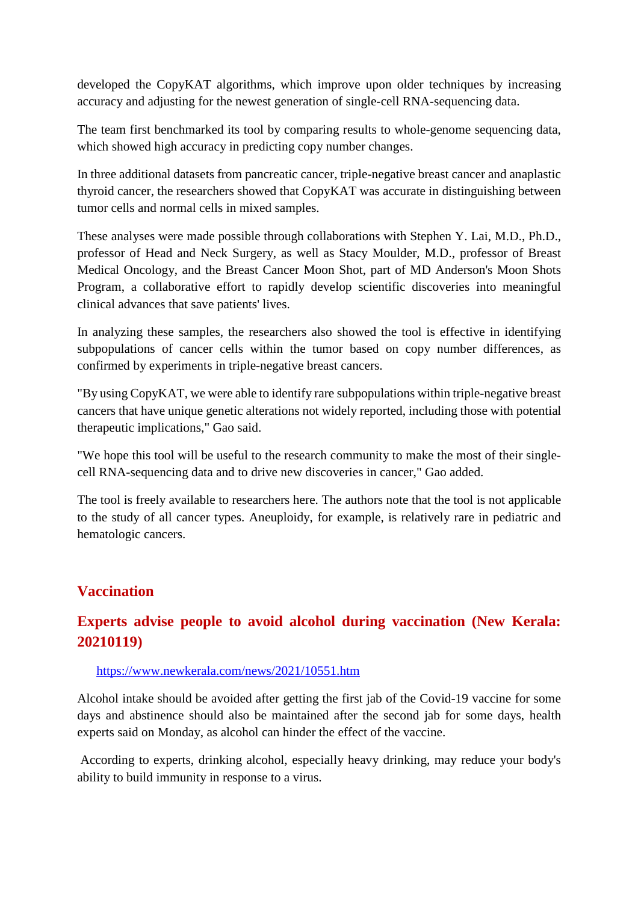developed the CopyKAT algorithms, which improve upon older techniques by increasing accuracy and adjusting for the newest generation of single-cell RNA-sequencing data.

The team first benchmarked its tool by comparing results to whole-genome sequencing data, which showed high accuracy in predicting copy number changes.

In three additional datasets from pancreatic cancer, triple-negative breast cancer and anaplastic thyroid cancer, the researchers showed that CopyKAT was accurate in distinguishing between tumor cells and normal cells in mixed samples.

These analyses were made possible through collaborations with Stephen Y. Lai, M.D., Ph.D., professor of Head and Neck Surgery, as well as Stacy Moulder, M.D., professor of Breast Medical Oncology, and the Breast Cancer Moon Shot, part of MD Anderson's Moon Shots Program, a collaborative effort to rapidly develop scientific discoveries into meaningful clinical advances that save patients' lives.

In analyzing these samples, the researchers also showed the tool is effective in identifying subpopulations of cancer cells within the tumor based on copy number differences, as confirmed by experiments in triple-negative breast cancers.

"By using CopyKAT, we were able to identify rare subpopulations within triple-negative breast cancers that have unique genetic alterations not widely reported, including those with potential therapeutic implications," Gao said.

"We hope this tool will be useful to the research community to make the most of their single-cell RNA-sequencing data and to drive new discoveries in cancer," Gao added.

The tool is freely available to researchers here. The authors note that the tool is not applicable to the study of all cancer types. Aneuploidy, for example, is relatively rare in pediatric and hematologic cancers.

## Vaccination

### Experts advise people to avoid alcohol during vaccination (New Kerala: 20210119)

https://www.newkerala.com/news/2021/10551.htm

Alcohol intake should be avoided after getting the first jab of the Covid-19 vaccine for some days and abstinence should also be maintained after the second jab for some days, health experts said on Monday, as alcohol can hinder the effect of the vaccine.

According to experts, drinking alcohol, especially heavy drinking, may reduce your body's ability to build immunity in response to a virus.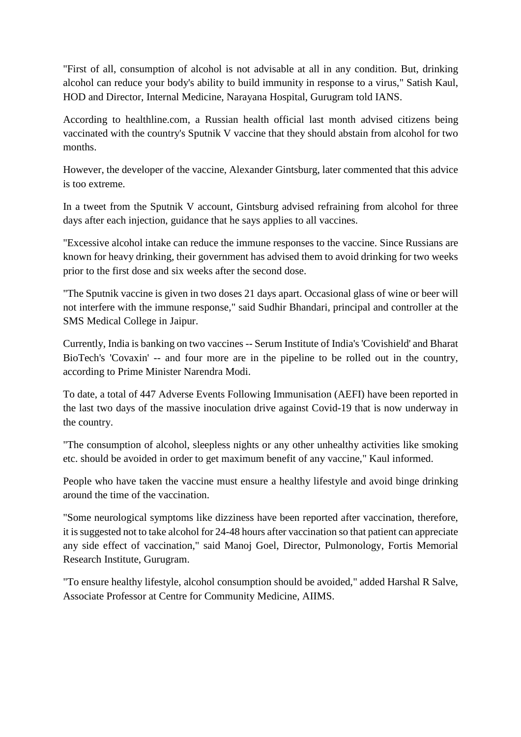"First of all, consumption of alcohol is not advisable at all in any condition. But, drinking alcohol can reduce your body's ability to build immunity in response to a virus," Satish Kaul, HOD and Director, Internal Medicine, Narayana Hospital, Gurugram told IANS.

According to healthline.com, a Russian health official last month advised citizens being vaccinated with the country's Sputnik V vaccine that they should abstain from alcohol for two months.

However, the developer of the vaccine, Alexander Gintsburg, later commented that this advice is too extreme.

In a tweet from the Sputnik V account, Gintsburg advised refraining from alcohol for three days after each injection, guidance that he says applies to all vaccines.

"Excessive alcohol intake can reduce the immune responses to the vaccine. Since Russians are known for heavy drinking, their government has advised them to avoid drinking for two weeks prior to the first dose and six weeks after the second dose.

"The Sputnik vaccine is given in two doses 21 days apart. Occasional glass of wine or beer will not interfere with the immune response," said Sudhir Bhandari, principal and controller at the SMS Medical College in Jaipur.

Currently, India is banking on two vaccines -- Serum Institute of India's 'Covishield' and Bharat BioTech's 'Covaxin' -- and four more are in the pipeline to be rolled out in the country, according to Prime Minister Narendra Modi.

To date, a total of 447 Adverse Events Following Immunisation (AEFI) have been reported in the last two days of the massive inoculation drive against Covid-19 that is now underway in the country.

"The consumption of alcohol, sleepless nights or any other unhealthy activities like smoking etc. should be avoided in order to get maximum benefit of any vaccine," Kaul informed.

People who have taken the vaccine must ensure a healthy lifestyle and avoid binge drinking around the time of the vaccination.

"Some neurological symptoms like dizziness have been reported after vaccination, therefore, it is suggested not to take alcohol for 24-48 hours after vaccination so that patient can appreciate any side effect of vaccination," said Manoj Goel, Director, Pulmonology, Fortis Memorial Research Institute, Gurugram.

"To ensure healthy lifestyle, alcohol consumption should be avoided," added Harshal R Salve, Associate Professor at Centre for Community Medicine, AIIMS.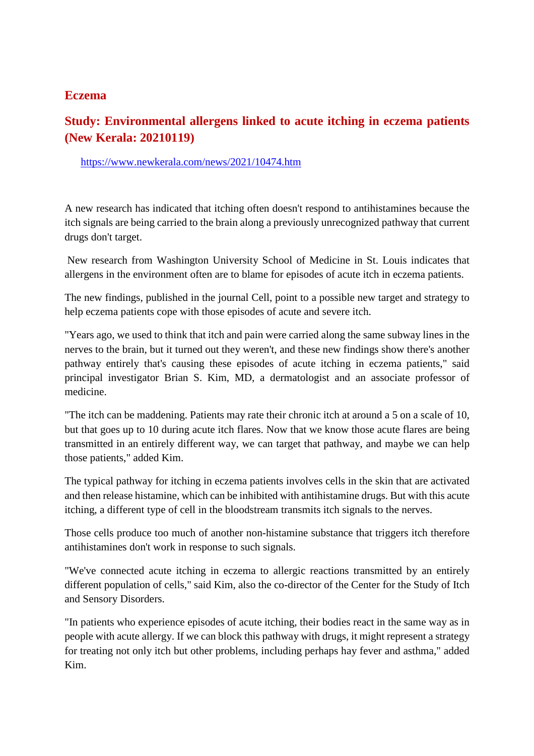## Eczema

## Study: Environmental allergens linked to acute itching in eczema patients (New Kerala: 20210119)

https://www.newkerala.com/news/2021/10474.htm

A new research has indicated that itching often doesn't respond to antihistamines because the itch signals are being carried to the brain along a previously unrecognized pathway that current drugs don't target.

New research from Washington University School of Medicine in St. Louis indicates that allergens in the environment often are to blame for episodes of acute itch in eczema patients.

The new findings, published in the journal Cell, point to a possible new target and strategy to help eczema patients cope with those episodes of acute and severe itch.

"Years ago, we used to think that itch and pain were carried along the same subway lines in the nerves to the brain, but it turned out they weren't, and these new findings show there's another pathway entirely that's causing these episodes of acute itching in eczema patients," said principal investigator Brian S. Kim, MD, a dermatologist and an associate professor of medicine.

"The itch can be maddening. Patients may rate their chronic itch at around a 5 on a scale of 10, but that goes up to 10 during acute itch flares. Now that we know those acute flares are being transmitted in an entirely different way, we can target that pathway, and maybe we can help those patients," added Kim.

The typical pathway for itching in eczema patients involves cells in the skin that are activated and then release histamine, which can be inhibited with antihistamine drugs. But with this acute itching, a different type of cell in the bloodstream transmits itch signals to the nerves.

Those cells produce too much of another non-histamine substance that triggers itch therefore antihistamines don't work in response to such signals.

"We've connected acute itching in eczema to allergic reactions transmitted by an entirely different population of cells," said Kim, also the co-director of the Center for the Study of Itch and Sensory Disorders.

"In patients who experience episodes of acute itching, their bodies react in the same way as in people with acute allergy. If we can block this pathway with drugs, it might represent a strategy for treating not only itch but other problems, including perhaps hay fever and asthma," added Kim.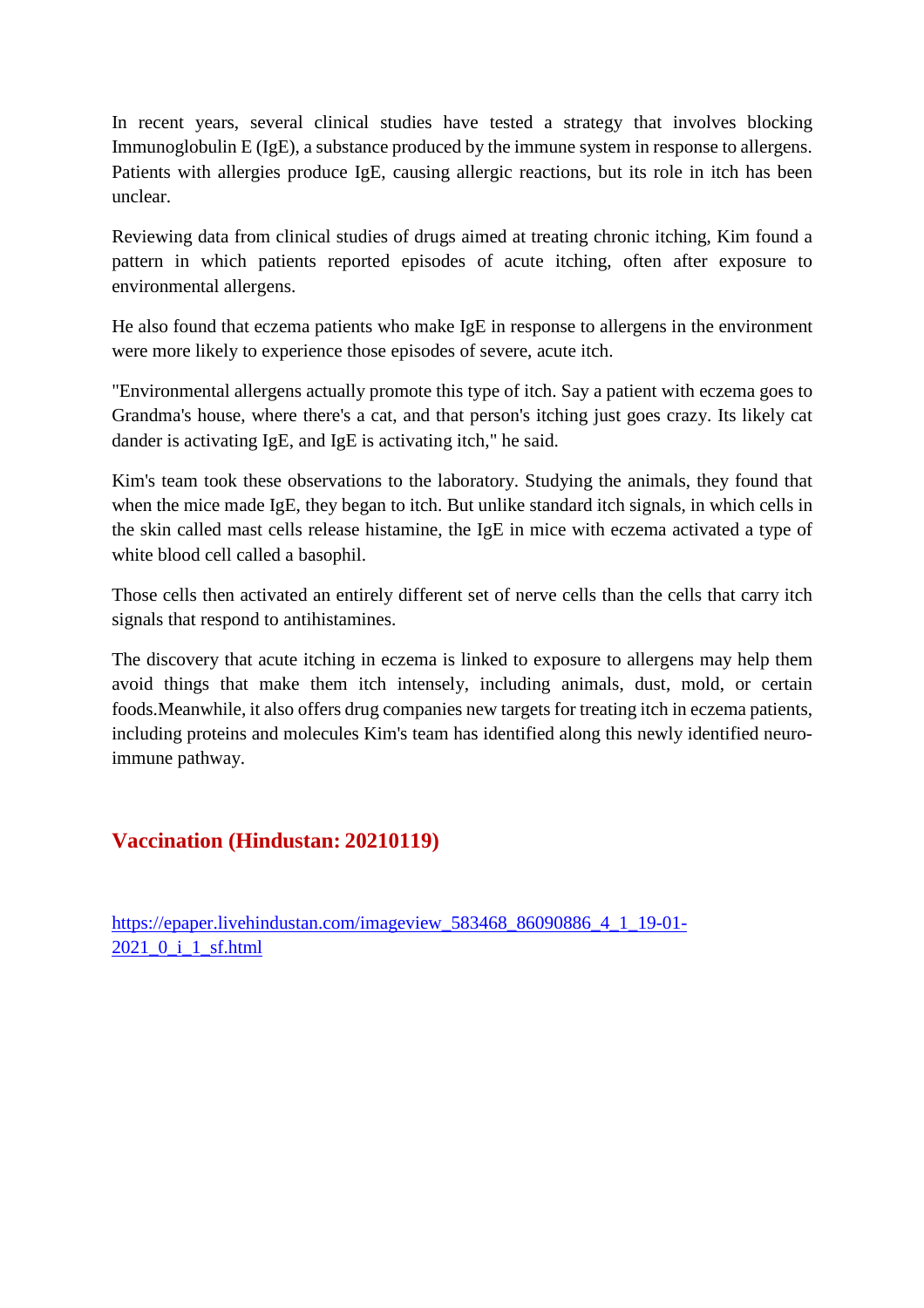In recent years, several clinical studies have tested a strategy that involves blocking Immunoglobulin E (IgE), a substance produced by the immune system in response to allergens. Patients with allergies produce IgE, causing allergic reactions, but its role in itch has been unclear.

Reviewing data from clinical studies of drugs aimed at treating chronic itching, Kim found a pattern in which patients reported episodes of acute itching, often after exposure to environmental allergens.

He also found that eczema patients who make IgE in response to allergens in the environment were more likely to experience those episodes of severe, acute itch.

"Environmental allergens actually promote this type of itch. Say a patient with eczema goes to Grandma's house, where there's a cat, and that person's itching just goes crazy. Its likely cat dander is activating IgE, and IgE is activating itch," he said.

Kim's team took these observations to the laboratory. Studying the animals, they found that when the mice made IgE, they began to itch. But unlike standard itch signals, in which cells in the skin called mast cells release histamine, the IgE in mice with eczema activated a type of white blood cell called a basophil.

Those cells then activated an entirely different set of nerve cells than the cells that carry itch signals that respond to antihistamines.

The discovery that acute itching in eczema is linked to exposure to allergens may help them avoid things that make them itch intensely, including animals, dust, mold, or certain foods.Meanwhile, it also offers drug companies new targets for treating itch in eczema patients, including proteins and molecules Kim's team has identified along this newly identified neuro-immune pathway.

## Vaccination (Hindustan: 20210119)

https://epaper.livehindustan.com/imageview_583468_86090886_4_1_19-01-2021_0_i_1_sf.html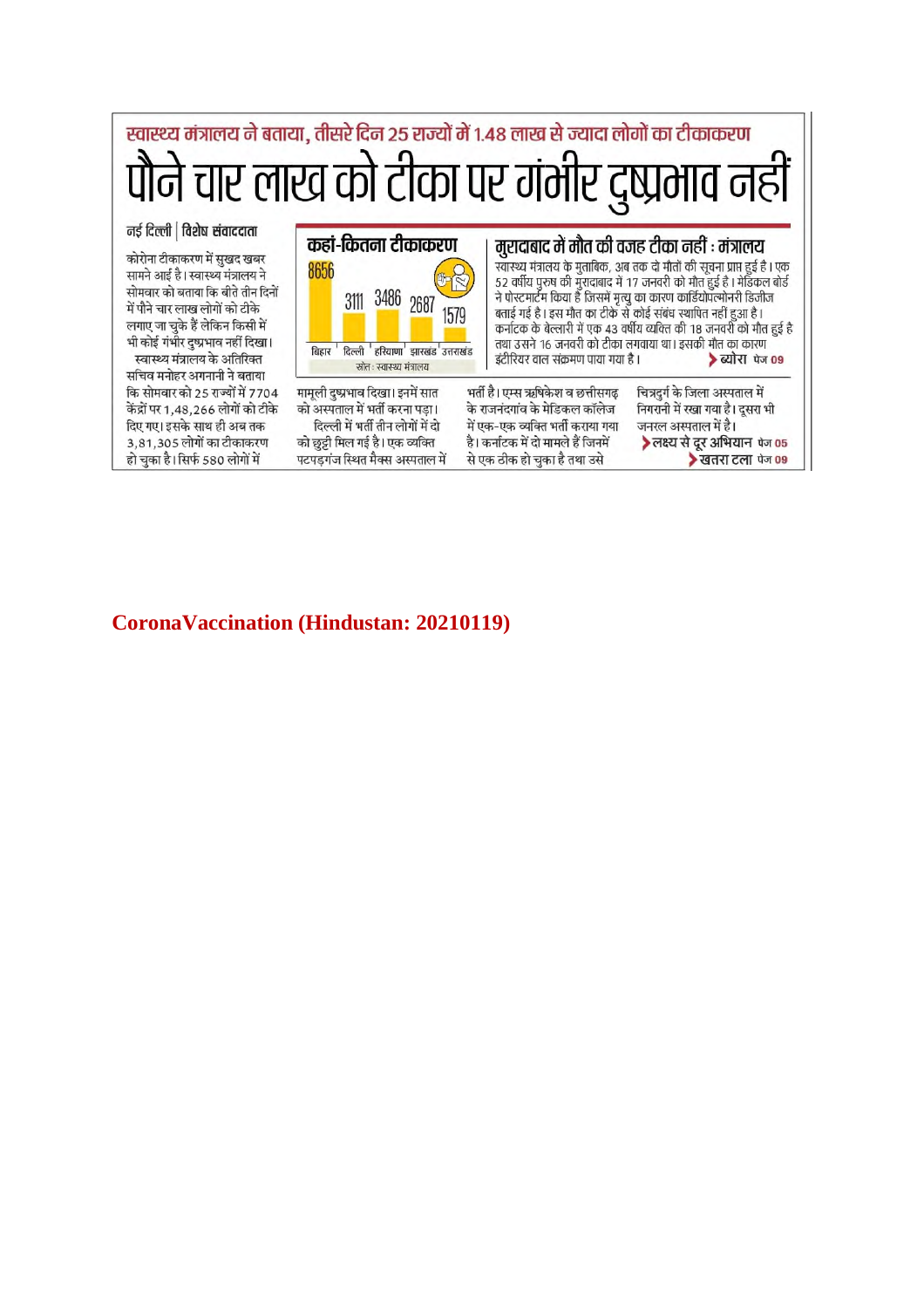## स्वास्थ्य मंत्रालय ने बताया, तीसरे दिन 25 राज्यों में 1.48 लाख से ज्यादा लोगों का टीकाकरण

# पौने चार लाख को टीका पर गंभीर दुष्प्रभाव नहीं

**नई दिल्ली | विशेष संवाददाता**

कोरोना टीकाकरण में सुखद खबर सामने आई है। स्वास्थ्य मंत्रालय ने सोमवार को बताया कि बीते तीन दिनों में पौने चार लाख लोगों को टीके लगाए जा चुके हैं लेकिन किसी में भी कोई गंभीर दुष्प्रभाव नहीं दिखा।

स्वास्थ्य मंत्रालय के अतिरिक्त सचिव मनोहर अगनानी ने बताया कि सोमवार को 25 राज्यों में 7704 केंद्रों पर 1,48,266 लोगों को टीके दिए गए। इसके साथ ही अब तक 3,81,305 लोगों का टीकाकरण हो चुका है। सिर्फ 580 लोगों में मामूली दुष्प्रभाव दिखा। इनमें सात को अस्पताल में भर्ती करना पड़ा।

दिल्ली में भर्ती तीन लोगों में से दो को छुट्टी मिल गई है। एक व्यक्ति पटपड़गंज स्थित मैक्स अस्पताल में भर्ती है। एम्स ऋषिकेश व छत्तीसगढ़ के राजनंदगांव के मेडिकल कॉलेज में एक-एक व्यक्ति भर्ती कराया गया है। कर्नाटक में दो मामले हैं जिनमें से एक ठीक हो चुका है तथा उसे चित्रदुर्ग के जिला अस्पताल में निगरानी में रखा गया है। दूसरा भी जनरल अस्पताल में है।

**> लक्ष्य से दूर अभियान** पेज 05

**> खतरा टला** पेज 09

### कहां-कितना टीकाकरण

| बिहार | दिल्ली | हरियाणा | झारखंड | उत्तराखंड |
|---|---|---|---|---|
| 8656 | 3111 | 3486 | 2687 | 1579 |

स्रोत : स्वास्थ्य मंत्रालय

### मुरादाबाद में मौत की वजह टीका नहीं : मंत्रालय

स्वास्थ्य मंत्रालय के मुताबिक, अब तक दो मौतों की सूचना प्राप्त हुई है। एक 52 वर्षीय पुरुष की मुरादाबाद में 17 जनवरी को मौत हुई है। मेडिकल बोर्ड ने पोस्टमार्टम किया है जिसमें मृत्यु का कारण कार्डियोपल्मोनरी डिजीज बताई गई है। इस मौत का टीके से कोई संबंध स्थापित नहीं हुआ है। कर्नाटक के बेल्लारी में एक 43 वर्षीय व्यक्ति की 18 जनवरी को मौत हुई है तथा उसने 16 जनवरी को टीका लगवाया था। इसकी मौत का कारण इंटीरियर वाल संक्रमण पाया गया है।

**> ब्योरा** पेज 09

**CoronaVaccination (Hindustan: 20210119)**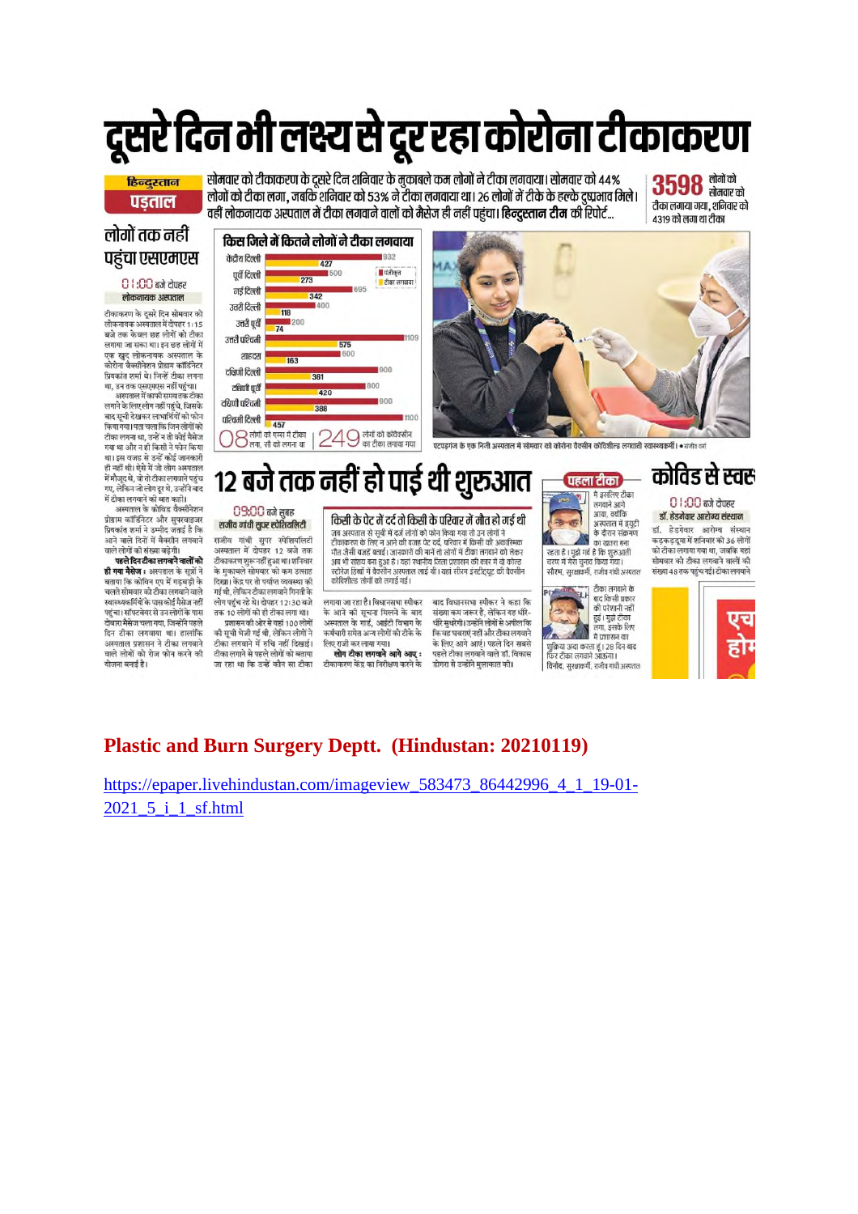# दूसरे दिन भी लक्ष्य से दूर रहा कोरोना टीकाकरण

**हिन्दुस्तान पड़ताल**

**सोमवार को टीकाकरण के दूसरे दिन शनिवार के मुकाबले कम लोगों ने टीका लगवाया। सोमवार को 44% लोगों को टीका लगा, जबकि शनिवार को 53% ने टीका लगवाया था। 26 लोगों में टीके के हल्के दुष्प्रभाव मिले। वहीं लोकनायक अस्पताल में टीका लगवाने वालों को मैसेज ही नहीं पहुंचा। हिन्दुस्तान टीम की रिपोर्ट...**

**3598** लोगों को सोमवार को टीका लगाया गया, शनिवार को 4319 को लगा था टीका

## लोगों तक नहीं पहुंचा एसएमएस

01:00 बजे दोपहर
लोकनायक अस्पताल

टीकाकरण के दूसरे दिन सोमवार को लोकनायक अस्पताल में दोपहर 1:15 बजे तक केवल छह लोगों को टीका लगाया जा सका था। इन छह लोगों में एक खुद लोकनायक अस्पताल के कोरोना वैक्सीनेशन प्रोग्राम कॉर्डिनेटर प्रियकांत शर्मा थे। जिन्हें टीका लगना था, उन तक एसएमएस नहीं पहुंचा।

अस्पताल में काफी समय तक टीका लगाने के लिए लोग नहीं पहुंचे, जिसके बाद सूची देखकर लाभार्थियों को फोन किया गया। पता चला कि जिन लोगों को टीका लगना था, उन्हें न तो कोई मैसेज गया था और न ही किसी ने फोन किया था। इस वजह से उन्हें कोई जानकारी ही नहीं थी। ऐसे में जो लोग अस्पताल में मौजूद थे, वो तो टीका लगवाने पहुंच गए, लेकिन जो लोग दूर थे, उन्होंने बाद में टीका लगवाने की बात कही।

अस्पताल के कोविड वैक्सीनेशन प्रोग्राम कॉर्डिनेटर और सुपरवाइजर प्रियकांत शर्मा ने उम्मीद जताई है कि आने वाले दिनों में वैक्सीन लगवाने वाले लोगों की संख्या बढ़ेगी।

**पहले दिन टीका लगवाने वालों को ही गया मैसेज :** अस्पताल के सूत्रों ने बताया कि कोविन एप में गड़बड़ी के चलते सोमवार को टीका लगवाने वाले स्वास्थ्यकर्मियों के पास कोई मैसेज नहीं पहुंचा। सॉफ्टवेयर से उन लोगों के पास दोबारा मैसेज चला गया, जिन्होंने पहले दिन टीका लगवाया था। हालांकि अस्पताल प्रशासन ने टीका लगवाने वाले लोगों को रोज फोन करने की योजना बनाई है।

### किस जिले में कितने लोगों ने टीका लगवाया

| जिला | टीका लगवाया | पंजीकृत |
|---|---|---|
| केंद्रीय दिल्ली | 427 | 932 |
| पूर्वी दिल्ली | 273 | 500 |
| नई दिल्ली | 342 | 695 |
| उत्तरी दिल्ली | 118 | 400 |
| उत्तरी पूर्वी | 74 | 200 |
| उत्तरी पश्चिमी | 575 | 1109 |
| शाहदरा | 163 | 600 |
| दक्षिणी दिल्ली | 361 | 900 |
| दक्षिणी पूर्वी | 420 | 800 |
| दक्षिणी पश्चिमी | 388 | 900 |
| पश्चिमी दिल्ली | 457 | 1100 |

**08** लोगों को एम्स में टीका लगा, सौ को लगना था

**249** लोगों को कोवैक्सीन का टीका लगवाया गया

पटपड़गंज के एक निजी अस्पताल में सोमवार को कोरोना वैक्सीन कोविशील्ड लगवाती स्वास्थ्यकर्मी। • राजीव वर्मा

## 12 बजे तक नहीं हो पाई थी शुरुआत

09:00 बजे सुबह
राजीव गांधी सुपर स्पेशियलिटी

राजीव गांधी सुपर स्पेशियलिटी अस्पताल में दोपहर 12 बजे तक टीकाकरण शुरू नहीं हुआ था। शनिवार के मुकाबले सोमवार को कम उत्साह दिखा। केंद्र पर तो पर्याप्त व्यवस्था की गई थी, लेकिन टीका लगवाने गिनती के लोग पहुंच रहे थे। दोपहर 12:30 बजे तक 10 लोगों को ही टीका लगा था।

प्रशासन की ओर से वहां 100 लोगों की सूची भेजी गई थी, लेकिन लोगों ने टीका लगवाने में रुचि नहीं दिखाई। टीका लगाने से पहले लोगों को बताया जा रहा था कि उन्हें कौन सा टीका लगाया जा रहा है। विधानसभा स्पीकर के आने की सूचना मिलने के बाद अस्पताल के गार्ड, आईटी विभाग के कर्मचारी समेत अन्य लोगों को टीके के लिए राजी कर लाया गया।

**लोग टीका लगवाने आगे आएं :** टीकाकरण केंद्र का निरीक्षण करने के बाद विधानसभा स्पीकर ने कहा कि संख्या कम जरूर है, लेकिन वह धीरे-धीरे सुधरेगी। उन्होंने लोगों से अपील कि कि वह घबराएं नहीं और टीका लगवाने के लिए आगे आएं। पहले दिन सबसे पहले टीका लगवाने वाले डॉ. विकास डोगरा से उन्होंने मुलाकात की।

### किसी के पेट में दर्द तो किसी के परिवार में मौत हो गई थी

जब अस्पताल से सूची में दर्ज लोगों को फोन किया गया तो उन लोगों ने टीकाकरण के लिए न आने की वजह पेट दर्द, परिवार में किसी की आकस्मिक मौत जैसी वजहें बताईं। जानकारों की मानें तो लोगों में टीका लगवाने को लेकर अब भी संशय बना हुआ है। यहां स्थानीय जिला प्रशासन की कार में दो कोल्ड स्टोरेज डिब्बों में वैक्सीन अस्पताल लाई थी। यहां सीरम इंस्टीट्यूट की वैक्सीन कोविशील्ड लोगों को लगाई गई।

### पहला टीका

मैं इसलिए टीका लगवाने आगे आया, क्योंकि अस्पताल में ड्यूटी के दौरान संक्रमण का खतरा बना रहता है। मुझे गर्व है कि शुरुआती चरण में मेरा चुनाव किया गया।
सौरभ, सुरक्षाकर्मी, राजीव गांधी अस्पताल

टीका लगवाने के बाद किसी प्रकार की परेशानी नहीं हुई। मुझे टीका लगा, इसके लिए मैं प्रशासन का शुक्रिया अदा करता हूं। 28 दिन बाद फिर टीका लगवाने आऊंगा।
विनोद, सुरक्षाकर्मी, राजीव गांधी अस्पताल

## कोविड से स्वस्थ...

01:00 बजे दोपहर
डॉ. हेडगेवार आरोग्य संस्थान

डॉ. हेडगेवार आरोग्य संस्थान कड़कड़डूमा में शनिवार को 36 लोगों को टीका लगाया गया था, जबकि यहां सोमवार को टीका लगवाने वालों की संख्या 48 तक पहुंच गई। टीका लगवाने...

**Plastic and Burn Surgery Deptt. (Hindustan: 20210119)**

https://epaper.livehindustan.com/imageview_583473_86442996_4_1_19-01-2021_5_i_1_sf.html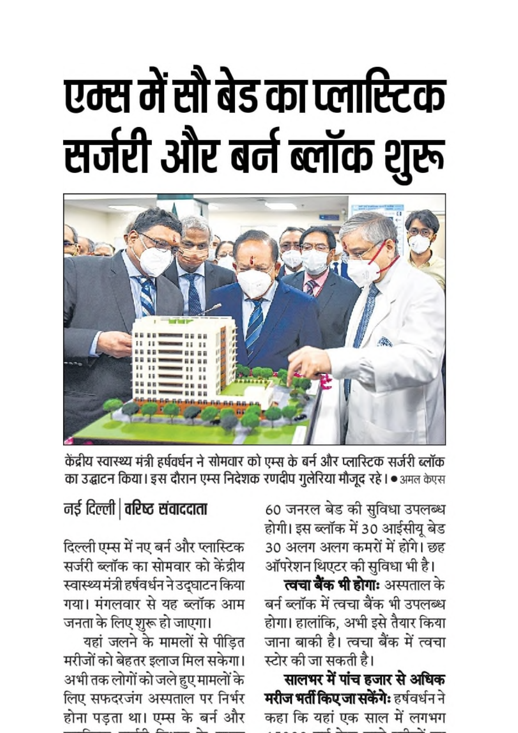# एम्स में सौ बेड का प्लास्टिक सर्जरी और बर्न ब्लॉक शुरू

केंद्रीय स्वास्थ्य मंत्री हर्षवर्धन ने सोमवार को एम्स के बर्न और प्लास्टिक सर्जरी ब्लॉक का उद्घाटन किया। इस दौरान एम्स निदेशक रणदीप गुलेरिया मौजूद रहे। ● अमल केएस

नई दिल्ली | **वरिष्ठ संवाददाता**

दिल्ली एम्स में नए बर्न और प्लास्टिक सर्जरी ब्लॉक का सोमवार को केंद्रीय स्वास्थ्य मंत्री हर्षवर्धन ने उद्घाटन किया गया। मंगलवार से यह ब्लॉक आम जनता के लिए शुरू हो जाएगा।

यहां जलने के मामलों से पीड़ित मरीजों को बेहतर इलाज मिल सकेगा। अभी तक लोगों को जले हुए मामलों के लिए सफदरजंग अस्पताल पर निर्भर होना पड़ता था। एम्स के बर्न और

60 जनरल बेड की सुविधा उपलब्ध होगी। इस ब्लॉक में 30 आईसीयू बेड 30 अलग अलग कमरों में होंगे। छह ऑपरेशन थिएटर की सुविधा भी है।

**त्वचा बैंक भी होगाः** अस्पताल के बर्न ब्लॉक में त्वचा बैंक भी उपलब्ध होगा। हालांकि, अभी इसे तैयार किया जाना बाकी है। त्वचा बैंक में त्वचा स्टोर की जा सकती है।

**सालभर में पांच हजार से अधिक मरीज भर्ती किए जा सकेंगेः** हर्षवर्धन ने कहा कि यहां एक साल में लगभग